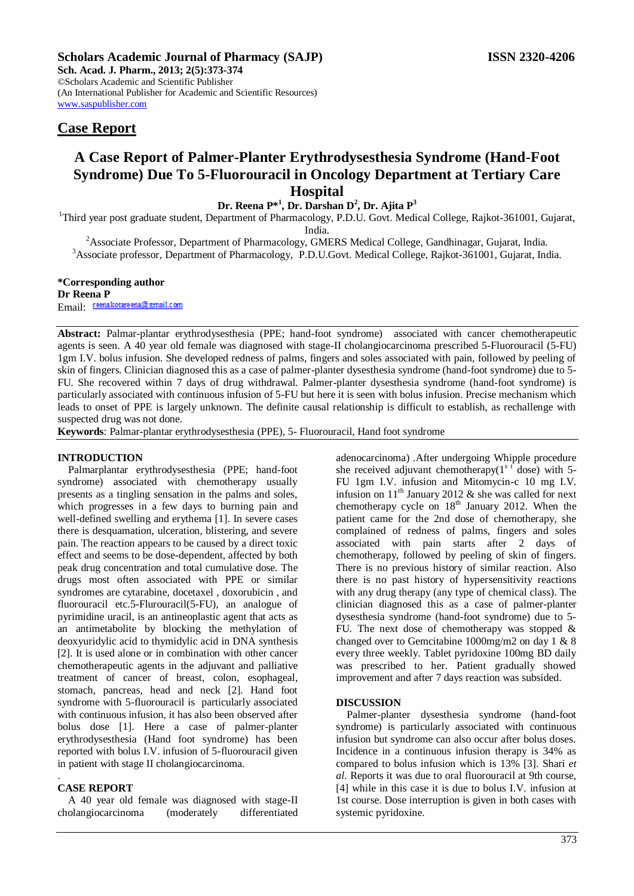**Scholars Academic Journal of Pharmacy (SAJP)** **ISSN 2320-4206**

**Sch. Acad. J. Pharm., 2013; 2(5):373-374**

©Scholars Academic and Scientific Publisher

(An International Publisher for Academic and Scientific Resources)

www.saspublisher.com

## Case Report

# A Case Report of Palmer-Planter Erythrodysesthesia Syndrome (Hand-Foot Syndrome) Due To 5-Fluorouracil in Oncology Department at Tertiary Care Hospital

**Dr. Reena P*[1], Dr. Darshan D[2], Dr. Ajita P[3]**

[1]Third year post graduate student, Department of Pharmacology, P.D.U. Govt. Medical College, Rajkot-361001, Gujarat, India.

[2]Associate Professor, Department of Pharmacology, GMERS Medical College, Gandhinagar, Gujarat, India.

[3]Associate professor, Department of Pharmacology, P.D.U.Govt. Medical College, Rajkot-361001, Gujarat, India.

**\*Corresponding author**

**Dr Reena P**

Email: reenakotareena@gmail.com

**Abstract:** Palmar-plantar erythrodysesthesia (PPE; hand-foot syndrome) associated with cancer chemotherapeutic agents is seen. A 40 year old female was diagnosed with stage-II cholangiocarcinoma prescribed 5-Fluorouracil (5-FU) 1gm I.V. bolus infusion. She developed redness of palms, fingers and soles associated with pain, followed by peeling of skin of fingers. Clinician diagnosed this as a case of palmer-planter dysesthesia syndrome (hand-foot syndrome) due to 5-FU. She recovered within 7 days of drug withdrawal. Palmer-planter dysesthesia syndrome (hand-foot syndrome) is particularly associated with continuous infusion of 5-FU but here it is seen with bolus infusion. Precise mechanism which leads to onset of PPE is largely unknown. The definite causal relationship is difficult to establish, as rechallenge with suspected drug was not done.

**Keywords**: Palmar-plantar erythrodysesthesia (PPE), 5- Fluorouracil, Hand foot syndrome

## INTRODUCTION

Palmarplantar erythrodysesthesia (PPE; hand-foot syndrome) associated with chemotherapy usually presents as a tingling sensation in the palms and soles, which progresses in a few days to burning pain and well-defined swelling and erythema [1]. In severe cases there is desquamation, ulceration, blistering, and severe pain. The reaction appears to be caused by a direct toxic effect and seems to be dose-dependent, affected by both peak drug concentration and total cumulative dose. The drugs most often associated with PPE or similar syndromes are cytarabine, docetaxel , doxorubicin , and fluorouracil etc.5-Flurouracil(5-FU), an analogue of pyrimidine uracil, is an antineoplastic agent that acts as an antimetabolite by blocking the methylation of deoxyuridylic acid to thymidylic acid in DNA synthesis [2]. It is used alone or in combination with other cancer chemotherapeutic agents in the adjuvant and palliative treatment of cancer of breast, colon, esophageal, stomach, pancreas, head and neck [2]. Hand foot syndrome with 5-fluorouracil is particularly associated with continuous infusion, it has also been observed after bolus dose [1]. Here a case of palmer-planter erythrodysesthesia (Hand foot syndrome) has been reported with bolus I.V. infusion of 5-fluorouracil given in patient with stage II cholangiocarcinoma.

## CASE REPORT

A 40 year old female was diagnosed with stage-II cholangiocarcinoma (moderately differentiated adenocarcinoma) .After undergoing Whipple procedure she received adjuvant chemotherapy(1st dose) with 5-FU 1gm I.V. infusion and Mitomycin-c 10 mg I.V. infusion on 11th January 2012 & she was called for next chemotherapy cycle on 18th January 2012. When the patient came for the 2nd dose of chemotherapy, she complained of redness of palms, fingers and soles associated with pain starts after 2 days of chemotherapy, followed by peeling of skin of fingers. There is no previous history of similar reaction. Also there is no past history of hypersensitivity reactions with any drug therapy (any type of chemical class). The clinician diagnosed this as a case of palmer-planter dysesthesia syndrome (hand-foot syndrome) due to 5-FU. The next dose of chemotherapy was stopped & changed over to Gemcitabine 1000mg/m2 on day 1 & 8 every three weekly. Tablet pyridoxine 100mg BD daily was prescribed to her. Patient gradually showed improvement and after 7 days reaction was subsided.

## DISCUSSION

Palmer-planter dysesthesia syndrome (hand-foot syndrome) is particularly associated with continuous infusion but syndrome can also occur after bolus doses. Incidence in a continuous infusion therapy is 34% as compared to bolus infusion which is 13% [3]. Shari *et al.* Reports it was due to oral fluorouracil at 9th course, [4] while in this case it is due to bolus I.V. infusion at 1st course. Dose interruption is given in both cases with systemic pyridoxine.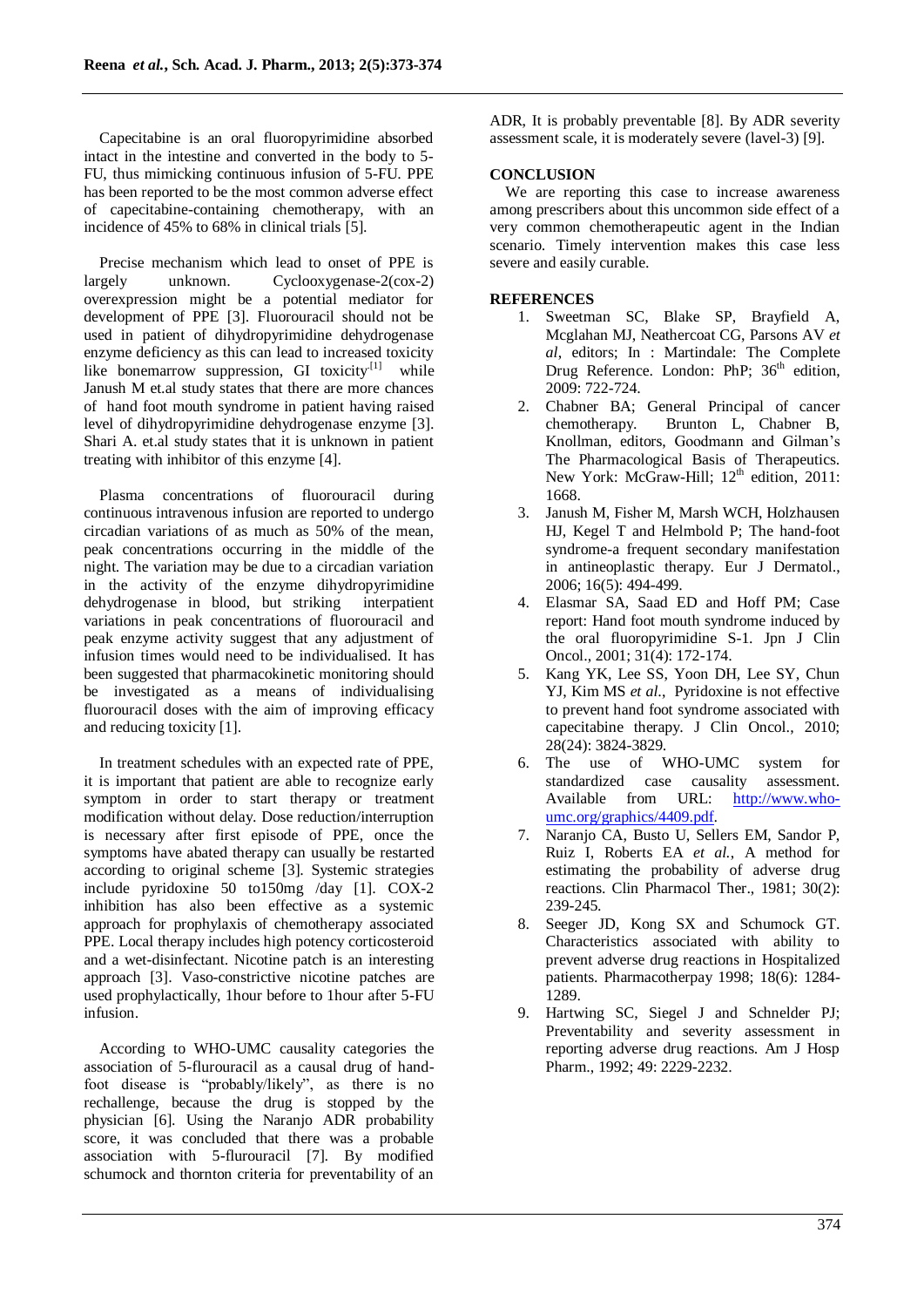Capecitabine is an oral fluoropyrimidine absorbed intact in the intestine and converted in the body to 5-FU, thus mimicking continuous infusion of 5-FU. PPE has been reported to be the most common adverse effect of capecitabine-containing chemotherapy, with an incidence of 45% to 68% in clinical trials [5].

Precise mechanism which lead to onset of PPE is largely unknown. Cyclooxygenase-2(cox-2) overexpression might be a potential mediator for development of PPE [3]. Fluorouracil should not be used in patient of dihydropyrimidine dehydrogenase enzyme deficiency as this can lead to increased toxicity like bonemarrow suppression, GI toxicity[1] while Janush M et.al study states that there are more chances of hand foot mouth syndrome in patient having raised level of dihydropyrimidine dehydrogenase enzyme [3]. Shari A. et.al study states that it is unknown in patient treating with inhibitor of this enzyme [4].

Plasma concentrations of fluorouracil during continuous intravenous infusion are reported to undergo circadian variations of as much as 50% of the mean, peak concentrations occurring in the middle of the night. The variation may be due to a circadian variation in the activity of the enzyme dihydropyrimidine dehydrogenase in blood, but striking interpatient variations in peak concentrations of fluorouracil and peak enzyme activity suggest that any adjustment of infusion times would need to be individualised. It has been suggested that pharmacokinetic monitoring should be investigated as a means of individualising fluorouracil doses with the aim of improving efficacy and reducing toxicity [1].

In treatment schedules with an expected rate of PPE, it is important that patient are able to recognize early symptom in order to start therapy or treatment modification without delay. Dose reduction/interruption is necessary after first episode of PPE, once the symptoms have abated therapy can usually be restarted according to original scheme [3]. Systemic strategies include pyridoxine 50 to150mg /day [1]. COX-2 inhibition has also been effective as a systemic approach for prophylaxis of chemotherapy associated PPE. Local therapy includes high potency corticosteroid and a wet-disinfectant. Nicotine patch is an interesting approach [3]. Vaso-constrictive nicotine patches are used prophylactically, 1hour before to 1hour after 5-FU infusion.

According to WHO-UMC causality categories the association of 5-flurouracil as a causal drug of hand-foot disease is "probably/likely", as there is no rechallenge, because the drug is stopped by the physician [6]. Using the Naranjo ADR probability score, it was concluded that there was a probable association with 5-flurouracil [7]. By modified schumock and thornton criteria for preventability of an ADR, It is probably preventable [8]. By ADR severity assessment scale, it is moderately severe (lavel-3) [9].

## CONCLUSION

We are reporting this case to increase awareness among prescribers about this uncommon side effect of a very common chemotherapeutic agent in the Indian scenario. Timely intervention makes this case less severe and easily curable.

## REFERENCES

1. Sweetman SC, Blake SP, Brayfield A, Mcglahan MJ, Neathercoat CG, Parsons AV *et al*, editors; In : Martindale: The Complete Drug Reference. London: PhP; 36th edition, 2009: 722-724.
2. Chabner BA; General Principal of cancer chemotherapy. Brunton L, Chabner B, Knollman, editors, Goodmann and Gilman's The Pharmacological Basis of Therapeutics. New York: McGraw-Hill; 12th edition, 2011: 1668.
3. Janush M, Fisher M, Marsh WCH, Holzhausen HJ, Kegel T and Helmbold P; The hand-foot syndrome-a frequent secondary manifestation in antineoplastic therapy. Eur J Dermatol., 2006; 16(5): 494-499.
4. Elasmar SA, Saad ED and Hoff PM; Case report: Hand foot mouth syndrome induced by the oral fluoropyrimidine S-1. Jpn J Clin Oncol., 2001; 31(4): 172-174.
5. Kang YK, Lee SS, Yoon DH, Lee SY, Chun YJ, Kim MS *et al.*, Pyridoxine is not effective to prevent hand foot syndrome associated with capecitabine therapy. J Clin Oncol., 2010; 28(24): 3824-3829.
6. The use of WHO-UMC system for standardized case causality assessment. Available from URL: http://www.who-umc.org/graphics/4409.pdf.
7. Naranjo CA, Busto U, Sellers EM, Sandor P, Ruiz I, Roberts EA *et al.*, A method for estimating the probability of adverse drug reactions. Clin Pharmacol Ther., 1981; 30(2): 239-245.
8. Seeger JD, Kong SX and Schumock GT. Characteristics associated with ability to prevent adverse drug reactions in Hospitalized patients. Pharmacotherpay 1998; 18(6): 1284-1289.
9. Hartwing SC, Siegel J and Schnelder PJ; Preventability and severity assessment in reporting adverse drug reactions. Am J Hosp Pharm., 1992; 49: 2229-2232.